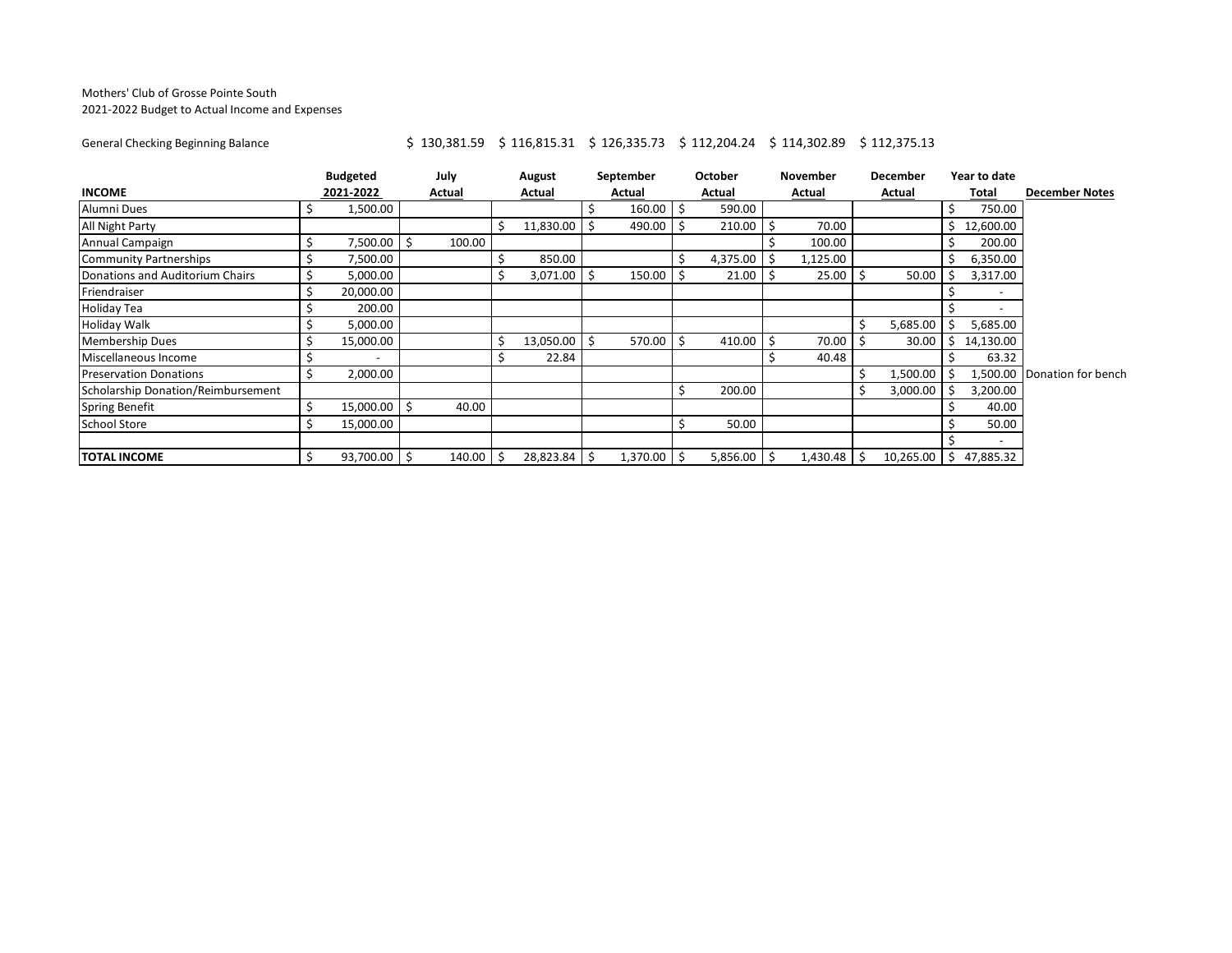Mothers' Club of Grosse Pointe South
2021-2022 Budget to Actual Income and Expenses

General Checking Beginning Balance $ 130,381.59 $ 116,815.31 $ 126,335.73 $ 112,204.24 $ 114,302.89 $ 112,375.13

| INCOME | Budgeted 2021-2022 | July Actual | August Actual | September Actual | October Actual | November Actual | December Actual | Year to date Total | December Notes |
|---|---|---|---|---|---|---|---|---|---|
| Alumni Dues | $ 1,500.00 | | | $ 160.00 | $ 590.00 | | | $ 750.00 | |
| All Night Party | | | $ 11,830.00 | $ 490.00 | $ 210.00 | $ 70.00 | | $ 12,600.00 | |
| Annual Campaign | $ 7,500.00 | $ 100.00 | | | | $ 100.00 | | $ 200.00 | |
| Community Partnerships | $ 7,500.00 | | $ 850.00 | | $ 4,375.00 | $ 1,125.00 | | $ 6,350.00 | |
| Donations and Auditorium Chairs | $ 5,000.00 | | $ 3,071.00 | $ 150.00 | $ 21.00 | $ 25.00 | $ 50.00 | $ 3,317.00 | |
| Friendraiser | $ 20,000.00 | | | | | | | $ - | |
| Holiday Tea | $ 200.00 | | | | | | | $ - | |
| Holiday Walk | $ 5,000.00 | | | | | | $ 5,685.00 | $ 5,685.00 | |
| Membership Dues | $ 15,000.00 | | $ 13,050.00 | $ 570.00 | $ 410.00 | $ 70.00 | $ 30.00 | $ 14,130.00 | |
| Miscellaneous Income | $ - | | $ 22.84 | | | $ 40.48 | | $ 63.32 | |
| Preservation Donations | $ 2,000.00 | | | | | | $ 1,500.00 | $ 1,500.00 | Donation for bench |
| Scholarship Donation/Reimbursement | | | | | $ 200.00 | | $ 3,000.00 | $ 3,200.00 | |
| Spring Benefit | $ 15,000.00 | $ 40.00 | | | | | | $ 40.00 | |
| School Store | $ 15,000.00 | | | | $ 50.00 | | | $ 50.00 | |
| | | | | | | | | $ - | |
| **TOTAL INCOME** | $ 93,700.00 | $ 140.00 | $ 28,823.84 | $ 1,370.00 | $ 5,856.00 | $ 1,430.48 | $ 10,265.00 | $ 47,885.32 | |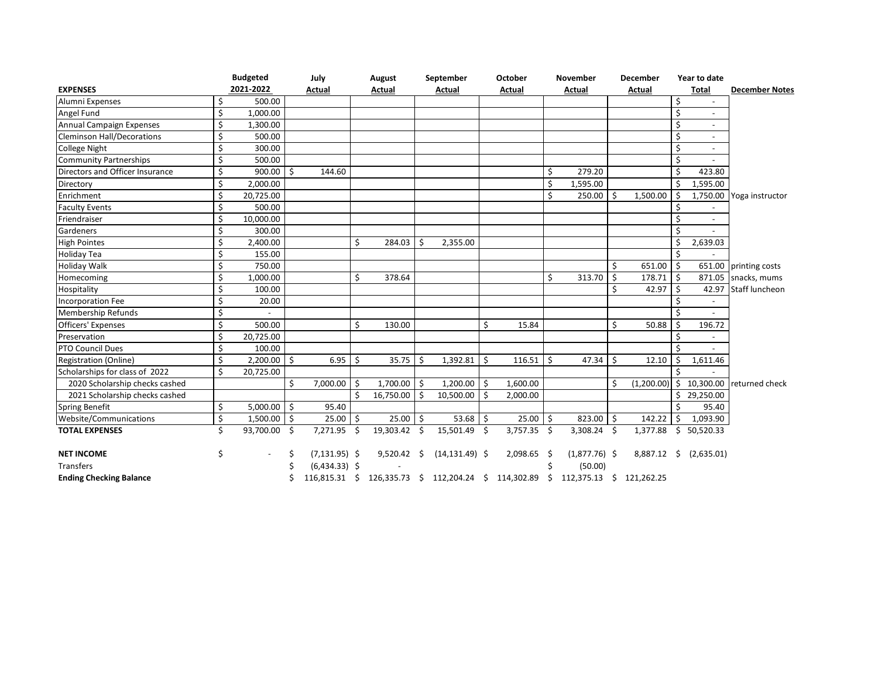| EXPENSES | Budgeted 2021-2022 | July Actual | August Actual | September Actual | October Actual | November Actual | December Actual | Year to date Total | December Notes |
|---|---|---|---|---|---|---|---|---|---|
| Alumni Expenses | $ 500.00 | | | | | | | $ - | |
| Angel Fund | $ 1,000.00 | | | | | | | $ - | |
| Annual Campaign Expenses | $ 1,300.00 | | | | | | | $ - | |
| Cleminson Hall/Decorations | $ 500.00 | | | | | | | $ - | |
| College Night | $ 300.00 | | | | | | | $ - | |
| Community Partnerships | $ 500.00 | | | | | | | $ - | |
| Directors and Officer Insurance | $ 900.00 | $ 144.60 | | | | $ 279.20 | | $ 423.80 | |
| Directory | $ 2,000.00 | | | | | $ 1,595.00 | | $ 1,595.00 | |
| Enrichment | $ 20,725.00 | | | | | $ 250.00 | $ 1,500.00 | $ 1,750.00 | Yoga instructor |
| Faculty Events | $ 500.00 | | | | | | | $ - | |
| Friendraiser | $ 10,000.00 | | | | | | | $ - | |
| Gardeners | $ 300.00 | | | | | | | $ - | |
| High Pointes | $ 2,400.00 | | $ 284.03 | $ 2,355.00 | | | | $ 2,639.03 | |
| Holiday Tea | $ 155.00 | | | | | | | $ - | |
| Holiday Walk | $ 750.00 | | | | | | $ 651.00 | $ 651.00 | printing costs |
| Homecoming | $ 1,000.00 | | $ 378.64 | | | $ 313.70 | $ 178.71 | $ 871.05 | snacks, mums |
| Hospitality | $ 100.00 | | | | | | $ 42.97 | $ 42.97 | Staff luncheon |
| Incorporation Fee | $ 20.00 | | | | | | | $ - | |
| Membership Refunds | $ - | | | | | | | $ - | |
| Officers' Expenses | $ 500.00 | | $ 130.00 | | $ 15.84 | | $ 50.88 | $ 196.72 | |
| Preservation | $ 20,725.00 | | | | | | | $ - | |
| PTO Council Dues | $ 100.00 | | | | | | | $ - | |
| Registration (Online) | $ 2,200.00 | $ 6.95 | $ 35.75 | $ 1,392.81 | $ 116.51 | $ 47.34 | $ 12.10 | $ 1,611.46 | |
| Scholarships for class of 2022 | $ 20,725.00 | | | | | | | $ - | |
| 2020 Scholarship checks cashed | | $ 7,000.00 | $ 1,700.00 | $ 1,200.00 | $ 1,600.00 | | $ (1,200.00) | $ 10,300.00 | returned check |
| 2021 Scholarship checks cashed | | | $ 16,750.00 | $ 10,500.00 | $ 2,000.00 | | | $ 29,250.00 | |
| Spring Benefit | $ 5,000.00 | $ 95.40 | | | | | | $ 95.40 | |
| Website/Communications | $ 1,500.00 | $ 25.00 | $ 25.00 | $ 53.68 | $ 25.00 | $ 823.00 | $ 142.22 | $ 1,093.90 | |
| **TOTAL EXPENSES** | $ 93,700.00 | $ 7,271.95 | $ 19,303.42 | $ 15,501.49 | $ 3,757.35 | $ 3,308.24 | $ 1,377.88 | $ 50,520.33 | |
| | | | | | | | | | |
| **NET INCOME** | $ - | $ (7,131.95) | $ 9,520.42 | $ (14,131.49) | $ 2,098.65 | $ (1,877.76) | $ 8,887.12 | $ (2,635.01) | |
| Transfers | | $ (6,434.33) | $ - | | | $ (50.00) | | | |
| **Ending Checking Balance** | | $ 116,815.31 | $ 126,335.73 | $ 112,204.24 | $ 114,302.89 | $ 112,375.13 | $ 121,262.25 | | |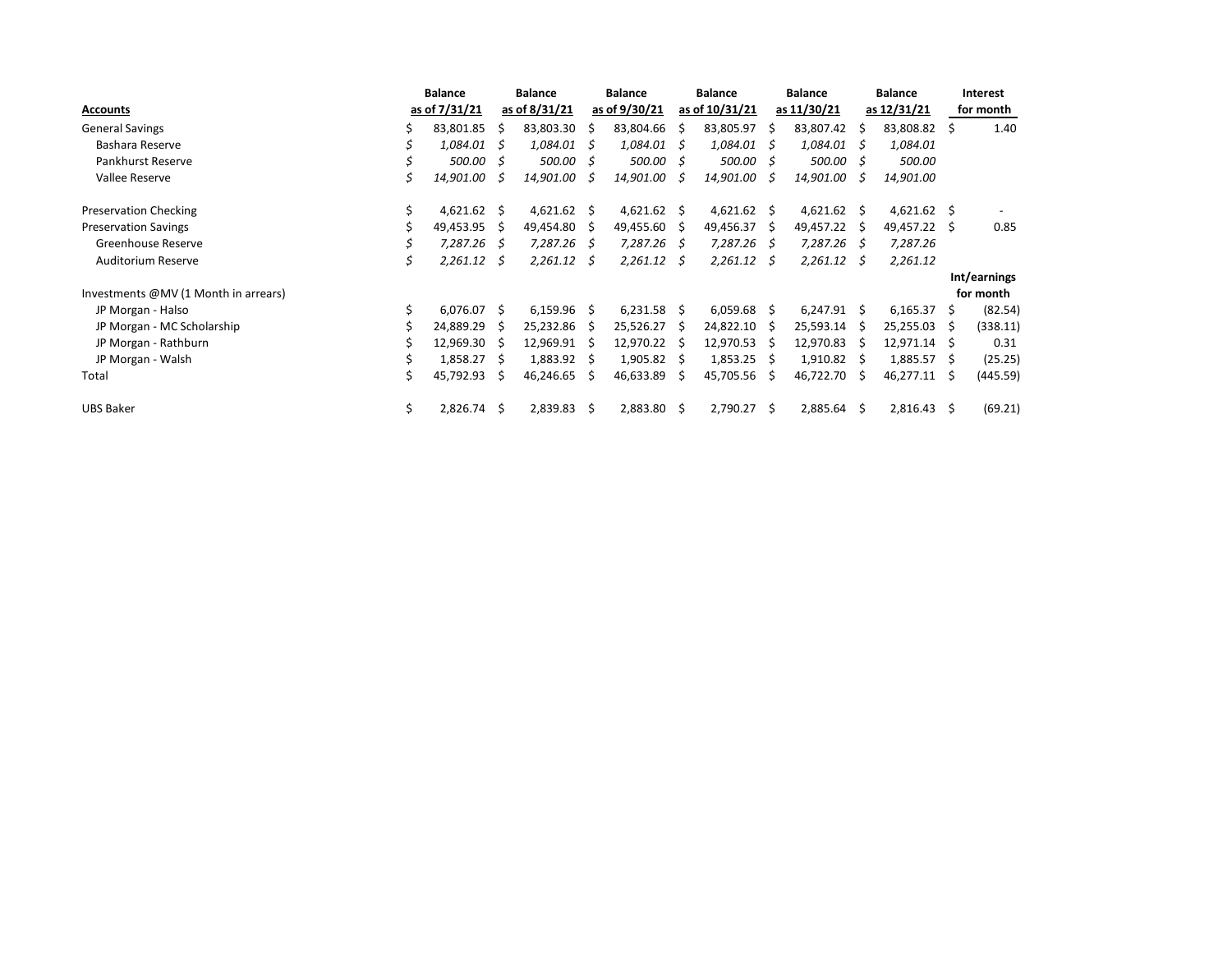| Accounts | Balance as of 7/31/21 | Balance as of 8/31/21 | Balance as of 9/30/21 | Balance as of 10/31/21 | Balance as 11/30/21 | Balance as 12/31/21 | Interest for month |
|---|---|---|---|---|---|---|---|
| General Savings | $ 83,801.85 | $ 83,803.30 | $ 83,804.66 | $ 83,805.97 | $ 83,807.42 | $ 83,808.82 | $ 1.40 |
| Bashara Reserve | *$ 1,084.01* | *$ 1,084.01* | *$ 1,084.01* | *$ 1,084.01* | *$ 1,084.01* | *$ 1,084.01* | |
| Pankhurst Reserve | *$ 500.00* | *$ 500.00* | *$ 500.00* | *$ 500.00* | *$ 500.00* | *$ 500.00* | |
| Vallee Reserve | *$ 14,901.00* | *$ 14,901.00* | *$ 14,901.00* | *$ 14,901.00* | *$ 14,901.00* | *$ 14,901.00* | |
| | | | | | | | |
| Preservation Checking | $ 4,621.62 | $ 4,621.62 | $ 4,621.62 | $ 4,621.62 | $ 4,621.62 | $ 4,621.62 | $ - |
| Preservation Savings | $ 49,453.95 | $ 49,454.80 | $ 49,455.60 | $ 49,456.37 | $ 49,457.22 | $ 49,457.22 | $ 0.85 |
| Greenhouse Reserve | *$ 7,287.26* | *$ 7,287.26* | *$ 7,287.26* | *$ 7,287.26* | *$ 7,287.26* | *$ 7,287.26* | |
| Auditorium Reserve | *$ 2,261.12* | *$ 2,261.12* | *$ 2,261.12* | *$ 2,261.12* | *$ 2,261.12* | *$ 2,261.12* | |
| | | | | | | | **Int/earnings for month** |
| Investments @MV (1 Month in arrears) | | | | | | | |
| JP Morgan - Halso | $ 6,076.07 | $ 6,159.96 | $ 6,231.58 | $ 6,059.68 | $ 6,247.91 | $ 6,165.37 | $ (82.54) |
| JP Morgan - MC Scholarship | $ 24,889.29 | $ 25,232.86 | $ 25,526.27 | $ 24,822.10 | $ 25,593.14 | $ 25,255.03 | $ (338.11) |
| JP Morgan - Rathburn | $ 12,969.30 | $ 12,969.91 | $ 12,970.22 | $ 12,970.53 | $ 12,970.83 | $ 12,971.14 | $ 0.31 |
| JP Morgan - Walsh | $ 1,858.27 | $ 1,883.92 | $ 1,905.82 | $ 1,853.25 | $ 1,910.82 | $ 1,885.57 | $ (25.25) |
| Total | $ 45,792.93 | $ 46,246.65 | $ 46,633.89 | $ 45,705.56 | $ 46,722.70 | $ 46,277.11 | $ (445.59) |
| | | | | | | | |
| UBS Baker | $ 2,826.74 | $ 2,839.83 | $ 2,883.80 | $ 2,790.27 | $ 2,885.64 | $ 2,816.43 | $ (69.21) |